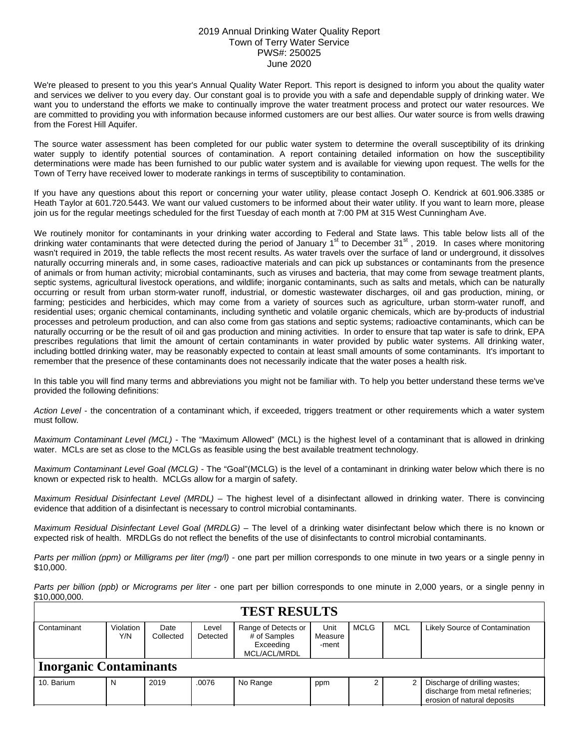2019 Annual Drinking Water Quality Report
Town of Terry Water Service
PWS#: 250025
June 2020

We're pleased to present to you this year's Annual Quality Water Report. This report is designed to inform you about the quality water and services we deliver to you every day. Our constant goal is to provide you with a safe and dependable supply of drinking water. We want you to understand the efforts we make to continually improve the water treatment process and protect our water resources. We are committed to providing you with information because informed customers are our best allies. Our water source is from wells drawing from the Forest Hill Aquifer.

The source water assessment has been completed for our public water system to determine the overall susceptibility of its drinking water supply to identify potential sources of contamination. A report containing detailed information on how the susceptibility determinations were made has been furnished to our public water system and is available for viewing upon request. The wells for the Town of Terry have received lower to moderate rankings in terms of susceptibility to contamination.

If you have any questions about this report or concerning your water utility, please contact Joseph O. Kendrick at 601.906.3385 or Heath Taylor at 601.720.5443. We want our valued customers to be informed about their water utility. If you want to learn more, please join us for the regular meetings scheduled for the first Tuesday of each month at 7:00 PM at 315 West Cunningham Ave.

We routinely monitor for contaminants in your drinking water according to Federal and State laws. This table below lists all of the drinking water contaminants that were detected during the period of January 1st to December 31st, 2019. In cases where monitoring wasn't required in 2019, the table reflects the most recent results. As water travels over the surface of land or underground, it dissolves naturally occurring minerals and, in some cases, radioactive materials and can pick up substances or contaminants from the presence of animals or from human activity; microbial contaminants, such as viruses and bacteria, that may come from sewage treatment plants, septic systems, agricultural livestock operations, and wildlife; inorganic contaminants, such as salts and metals, which can be naturally occurring or result from urban storm-water runoff, industrial, or domestic wastewater discharges, oil and gas production, mining, or farming; pesticides and herbicides, which may come from a variety of sources such as agriculture, urban storm-water runoff, and residential uses; organic chemical contaminants, including synthetic and volatile organic chemicals, which are by-products of industrial processes and petroleum production, and can also come from gas stations and septic systems; radioactive contaminants, which can be naturally occurring or be the result of oil and gas production and mining activities. In order to ensure that tap water is safe to drink, EPA prescribes regulations that limit the amount of certain contaminants in water provided by public water systems. All drinking water, including bottled drinking water, may be reasonably expected to contain at least small amounts of some contaminants. It's important to remember that the presence of these contaminants does not necessarily indicate that the water poses a health risk.

In this table you will find many terms and abbreviations you might not be familiar with. To help you better understand these terms we've provided the following definitions:

*Action Level* - the concentration of a contaminant which, if exceeded, triggers treatment or other requirements which a water system must follow.

*Maximum Contaminant Level (MCL)* - The "Maximum Allowed" (MCL) is the highest level of a contaminant that is allowed in drinking water. MCLs are set as close to the MCLGs as feasible using the best available treatment technology.

*Maximum Contaminant Level Goal (MCLG)* - The "Goal"(MCLG) is the level of a contaminant in drinking water below which there is no known or expected risk to health. MCLGs allow for a margin of safety.

*Maximum Residual Disinfectant Level (MRDL)* – The highest level of a disinfectant allowed in drinking water. There is convincing evidence that addition of a disinfectant is necessary to control microbial contaminants.

*Maximum Residual Disinfectant Level Goal (MRDLG)* – The level of a drinking water disinfectant below which there is no known or expected risk of health. MRDLGs do not reflect the benefits of the use of disinfectants to control microbial contaminants.

*Parts per million (ppm) or Milligrams per liter (mg/l)* - one part per million corresponds to one minute in two years or a single penny in $10,000.

*Parts per billion (ppb) or Micrograms per liter* - one part per billion corresponds to one minute in 2,000 years, or a single penny in $10,000,000.

**TEST RESULTS**

| Contaminant | Violation Y/N | Date Collected | Level Detected | Range of Detects or # of Samples Exceeding MCL/ACL/MRDL | Unit Measure -ment | MCLG | MCL | Likely Source of Contamination |
|---|---|---|---|---|---|---|---|---|
| **Inorganic Contaminants** | | | | | | | | |
| 10. Barium | N | 2019 | .0076 | No Range | ppm | 2 | 2 | Discharge of drilling wastes; discharge from metal refineries; erosion of natural deposits |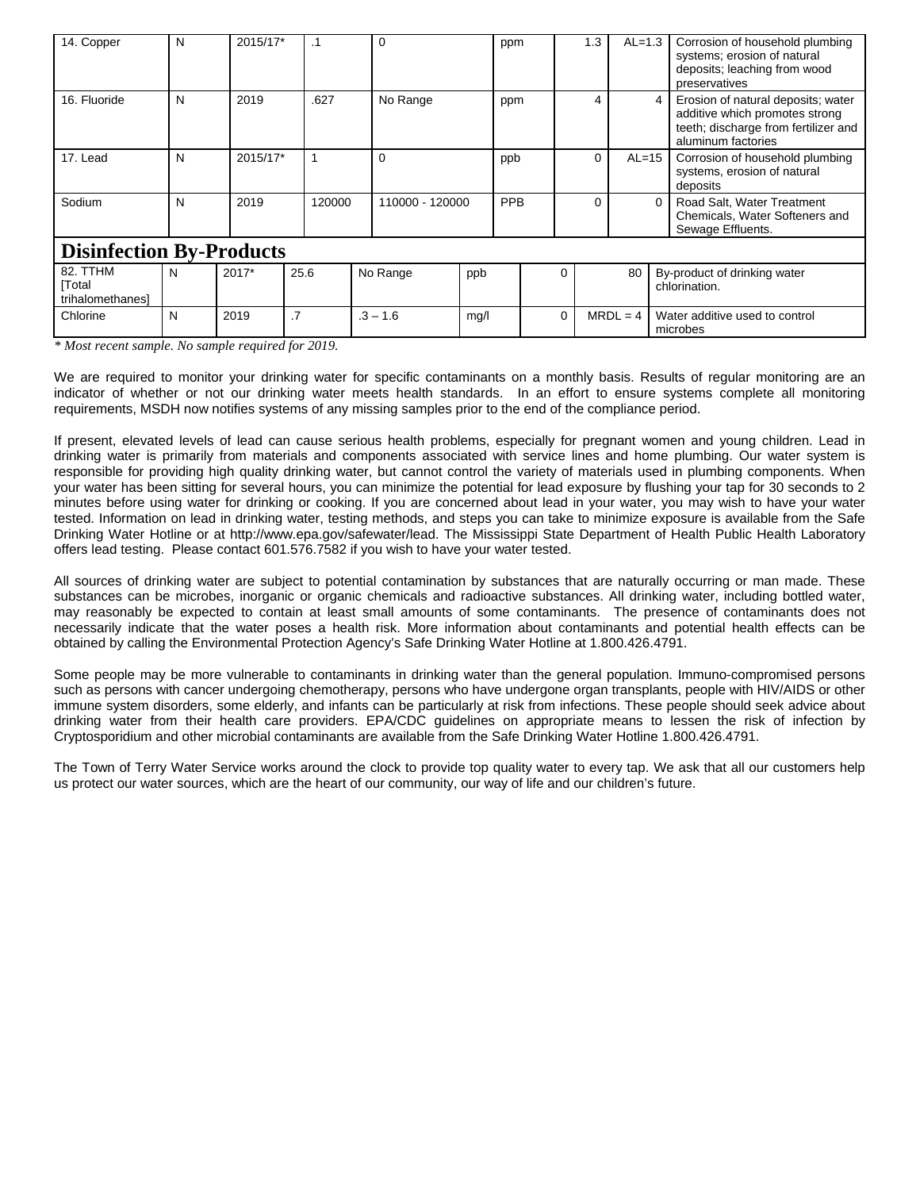| | | | | | | | | |
|---|---|---|---|---|---|---|---|---|
| 14. Copper | N | 2015/17* | .1 | 0 | ppm | 1.3 | AL=1.3 | Corrosion of household plumbing systems; erosion of natural deposits; leaching from wood preservatives |
| 16. Fluoride | N | 2019 | .627 | No Range | ppm | 4 | 4 | Erosion of natural deposits; water additive which promotes strong teeth; discharge from fertilizer and aluminum factories |
| 17. Lead | N | 2015/17* | 1 | 0 | ppb | 0 | AL=15 | Corrosion of household plumbing systems, erosion of natural deposits |
| Sodium | N | 2019 | 120000 | 110000 - 120000 | PPB | 0 | 0 | Road Salt, Water Treatment Chemicals, Water Softeners and Sewage Effluents. |
| **Disinfection By-Products** | | | | | | | | |
| 82. TTHM [Total trihalomethanes] | N | 2017* | 25.6 | No Range | ppb | 0 | 80 | By-product of drinking water chlorination. |
| Chlorine | N | 2019 | .7 | .3 – 1.6 | mg/l | 0 | MRDL = 4 | Water additive used to control microbes |

*\* Most recent sample. No sample required for 2019.*

We are required to monitor your drinking water for specific contaminants on a monthly basis. Results of regular monitoring are an indicator of whether or not our drinking water meets health standards. In an effort to ensure systems complete all monitoring requirements, MSDH now notifies systems of any missing samples prior to the end of the compliance period.

If present, elevated levels of lead can cause serious health problems, especially for pregnant women and young children. Lead in drinking water is primarily from materials and components associated with service lines and home plumbing. Our water system is responsible for providing high quality drinking water, but cannot control the variety of materials used in plumbing components. When your water has been sitting for several hours, you can minimize the potential for lead exposure by flushing your tap for 30 seconds to 2 minutes before using water for drinking or cooking. If you are concerned about lead in your water, you may wish to have your water tested. Information on lead in drinking water, testing methods, and steps you can take to minimize exposure is available from the Safe Drinking Water Hotline or at http://www.epa.gov/safewater/lead. The Mississippi State Department of Health Public Health Laboratory offers lead testing. Please contact 601.576.7582 if you wish to have your water tested.

All sources of drinking water are subject to potential contamination by substances that are naturally occurring or man made. These substances can be microbes, inorganic or organic chemicals and radioactive substances. All drinking water, including bottled water, may reasonably be expected to contain at least small amounts of some contaminants. The presence of contaminants does not necessarily indicate that the water poses a health risk. More information about contaminants and potential health effects can be obtained by calling the Environmental Protection Agency's Safe Drinking Water Hotline at 1.800.426.4791.

Some people may be more vulnerable to contaminants in drinking water than the general population. Immuno-compromised persons such as persons with cancer undergoing chemotherapy, persons who have undergone organ transplants, people with HIV/AIDS or other immune system disorders, some elderly, and infants can be particularly at risk from infections. These people should seek advice about drinking water from their health care providers. EPA/CDC guidelines on appropriate means to lessen the risk of infection by Cryptosporidium and other microbial contaminants are available from the Safe Drinking Water Hotline 1.800.426.4791.

The Town of Terry Water Service works around the clock to provide top quality water to every tap. We ask that all our customers help us protect our water sources, which are the heart of our community, our way of life and our children's future.